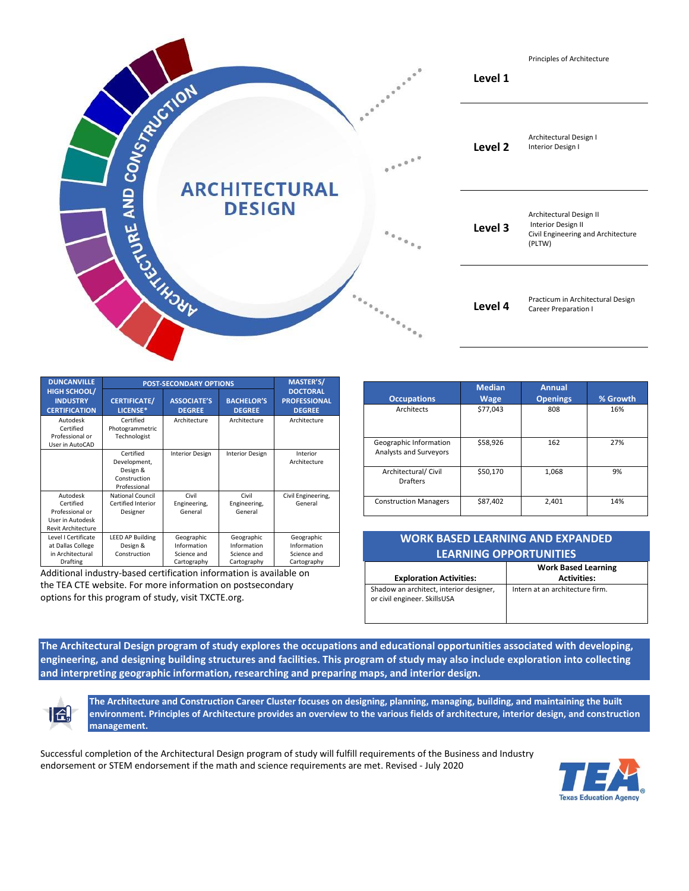# ARCHITECTURAL DESIGN

ARCHITECTURE AND CONSTRUCTION

| Level | Courses |
| --- | --- |
| Level 1 | Principles of Architecture |
| Level 2 | Architectural Design I<br>Interior Design I |
| Level 3 | Architectural Design II<br>Interior Design II<br>Civil Engineering and Architecture (PLTW) |
| Level 4 | Practicum in Architectural Design<br>Career Preparation I |

| DUNCANVILLE HIGH SCHOOL/ INDUSTRY CERTIFICATION | POST-SECONDARY OPTIONS | | | MASTER'S/ DOCTORAL PROFESSIONAL DEGREE |
| --- | --- | --- | --- | --- |
| | CERTIFICATE/ LICENSE* | ASSOCIATE'S DEGREE | BACHELOR'S DEGREE | |
| Autodesk Certified Professional or User in AutoCAD | Certified Photogrammetric Technologist | Architecture | Architecture | Architecture |
| | Certified Development, Design & Construction Professional | Interior Design | Interior Design | Interior Architecture |
| Autodesk Certified Professional or User in Autodesk Revit Architecture | National Council Certified Interior Designer | Civil Engineering, General | Civil Engineering, General | Civil Engineering, General |
| Level I Certificate at Dallas College in Architectural Drafting | LEED AP Building Design & Construction | Geographic Information Science and Cartography | Geographic Information Science and Cartography | Geographic Information Science and Cartography |

Additional industry-based certification information is available on the TEA CTE website. For more information on postsecondary options for this program of study, visit TXCTE.org.

| Occupations | Median Wage | Annual Openings | % Growth |
| --- | --- | --- | --- |
| Architects | $77,043 | 808 | 16% |
| Geographic Information Analysts and Surveyors | $58,926 | 162 | 27% |
| Architectural/ Civil Drafters | $50,170 | 1,068 | 9% |
| Construction Managers | $87,402 | 2,401 | 14% |

## WORK BASED LEARNING AND EXPANDED LEARNING OPPORTUNITIES

| Exploration Activities: | Work Based Learning Activities: |
| --- | --- |
| Shadow an architect, interior designer, or civil engineer. SkillsUSA | Intern at an architecture firm. |

**The Architectural Design program of study explores the occupations and educational opportunities associated with developing, engineering, and designing building structures and facilities. This program of study may also include exploration into collecting and interpreting geographic information, researching and preparing maps, and interior design.**

**The Architecture and Construction Career Cluster focuses on designing, planning, managing, building, and maintaining the built environment. Principles of Architecture provides an overview to the various fields of architecture, interior design, and construction management.**

Successful completion of the Architectural Design program of study will fulfill requirements of the Business and Industry endorsement or STEM endorsement if the math and science requirements are met. Revised - July 2020

TEA Texas Education Agency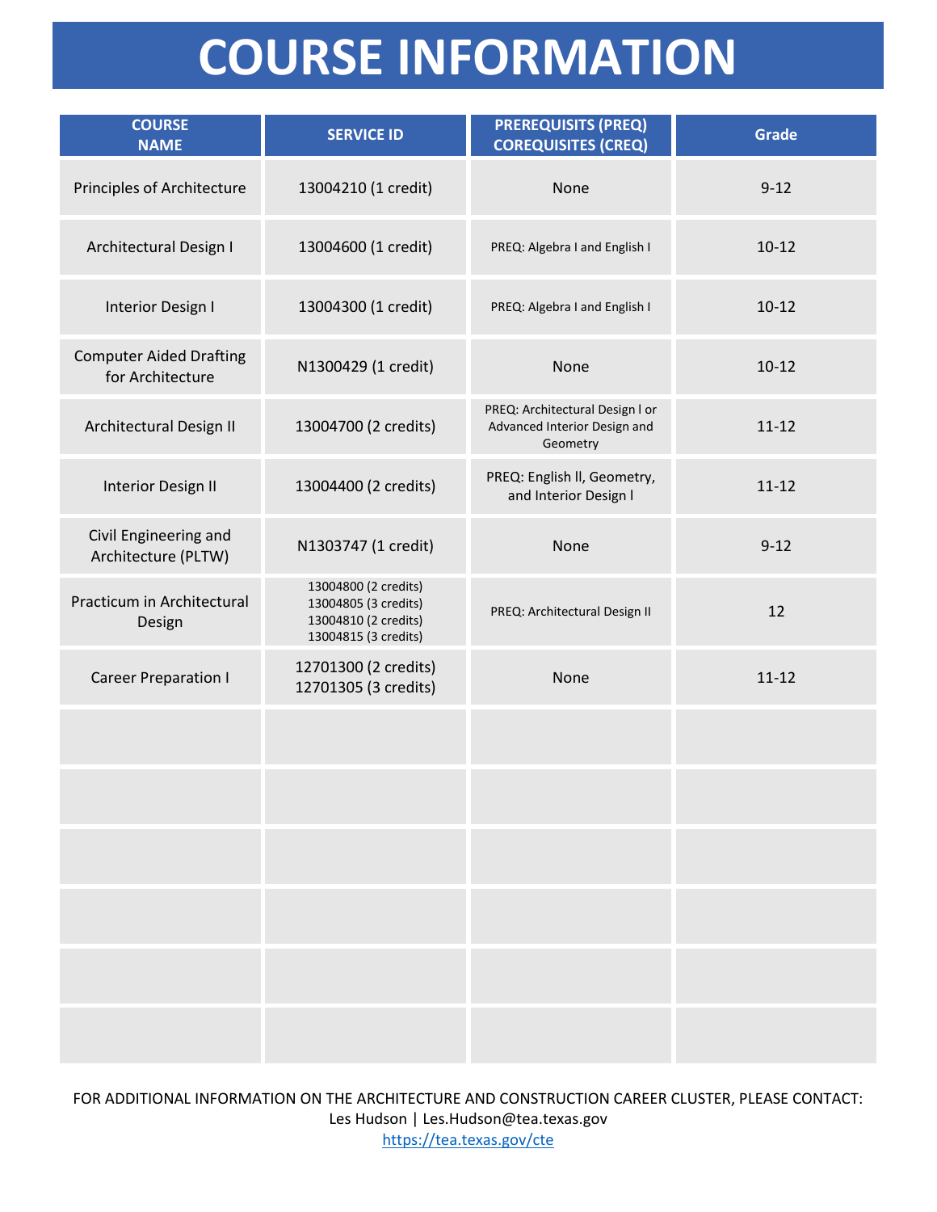# COURSE INFORMATION

| COURSE NAME | SERVICE ID | PREREQUISITS (PREQ) COREQUISITES (CREQ) | Grade |
|---|---|---|---|
| Principles of Architecture | 13004210 (1 credit) | None | 9-12 |
| Architectural Design I | 13004600 (1 credit) | PREQ: Algebra I and English I | 10-12 |
| Interior Design I | 13004300 (1 credit) | PREQ: Algebra I and English I | 10-12 |
| Computer Aided Drafting for Architecture | N1300429 (1 credit) | None | 10-12 |
| Architectural Design II | 13004700 (2 credits) | PREQ: Architectural Design I or Advanced Interior Design and Geometry | 11-12 |
| Interior Design II | 13004400 (2 credits) | PREQ: English II, Geometry, and Interior Design I | 11-12 |
| Civil Engineering and Architecture (PLTW) | N1303747 (1 credit) | None | 9-12 |
| Practicum in Architectural Design | 13004800 (2 credits)<br>13004805 (3 credits)<br>13004810 (2 credits)<br>13004815 (3 credits) | PREQ: Architectural Design II | 12 |
| Career Preparation I | 12701300 (2 credits)<br>12701305 (3 credits) | None | 11-12 |
| | | | |
| | | | |
| | | | |
| | | | |
| | | | |
| | | | |

FOR ADDITIONAL INFORMATION ON THE ARCHITECTURE AND CONSTRUCTION CAREER CLUSTER, PLEASE CONTACT:
Les Hudson | Les.Hudson@tea.texas.gov
https://tea.texas.gov/cte